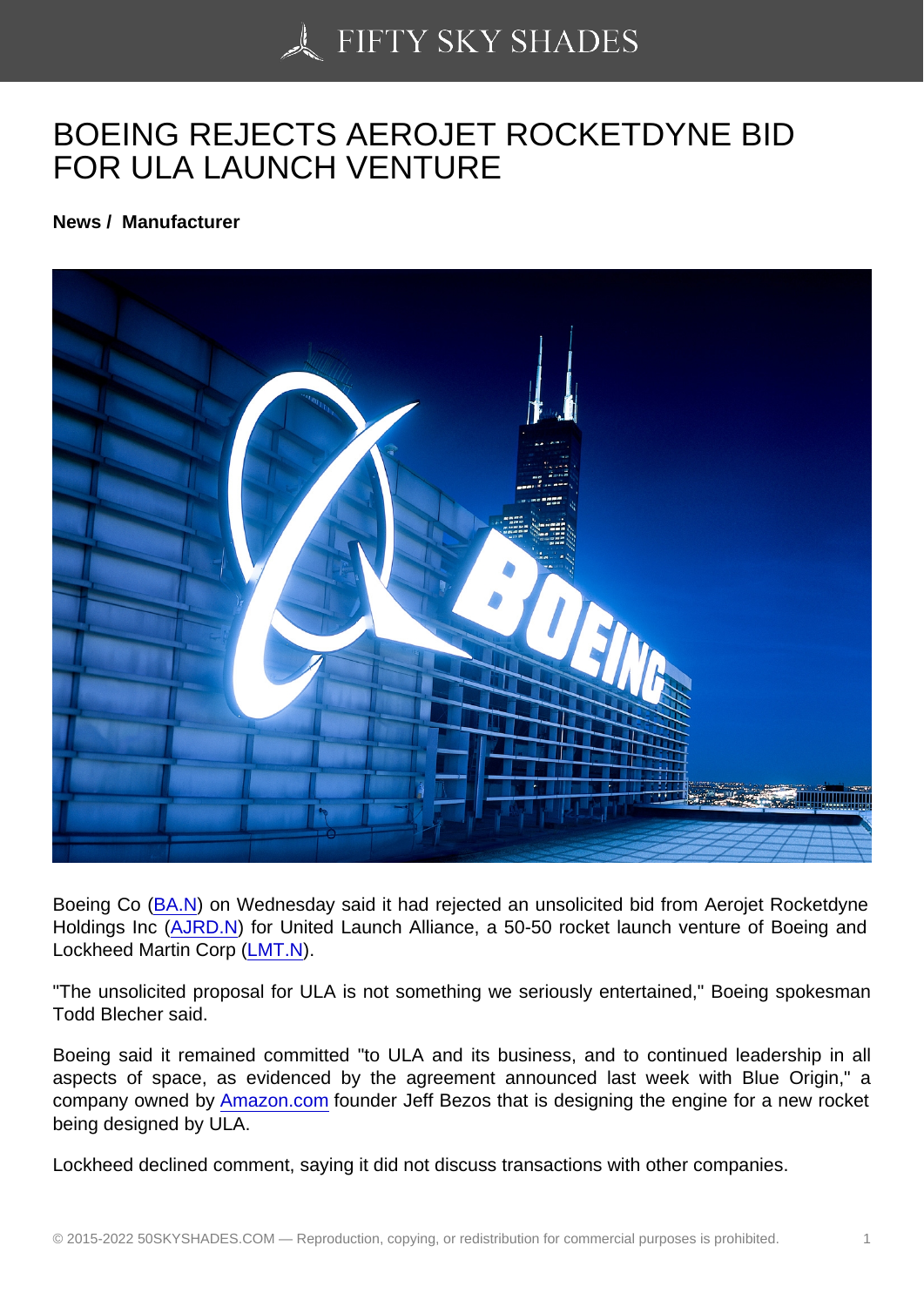# BOEING REJECTS AEROJET ROCKETDYNE BID FOR ULA LAUNCH VENTURE

**News / Manufacturer**

Boeing Co (BA.N) on Wednesday said it had rejected an unsolicited bid from Aerojet Rocketdyne Holdings Inc (AJRD.N) for United Launch Alliance, a 50-50 rocket launch venture of Boeing and Lockheed Martin Corp (LMT.N).

"The unsolicited proposal for ULA is not something we seriously entertained," Boeing spokesman Todd Blecher said.

Boeing said it remained committed "to ULA and its business, and to continued leadership in all aspects of space, as evidenced by the agreement announced last week with Blue Origin," a company owned by Amazon.com founder Jeff Bezos that is designing the engine for a new rocket being designed by ULA.

Lockheed declined comment, saying it did not discuss transactions with other companies.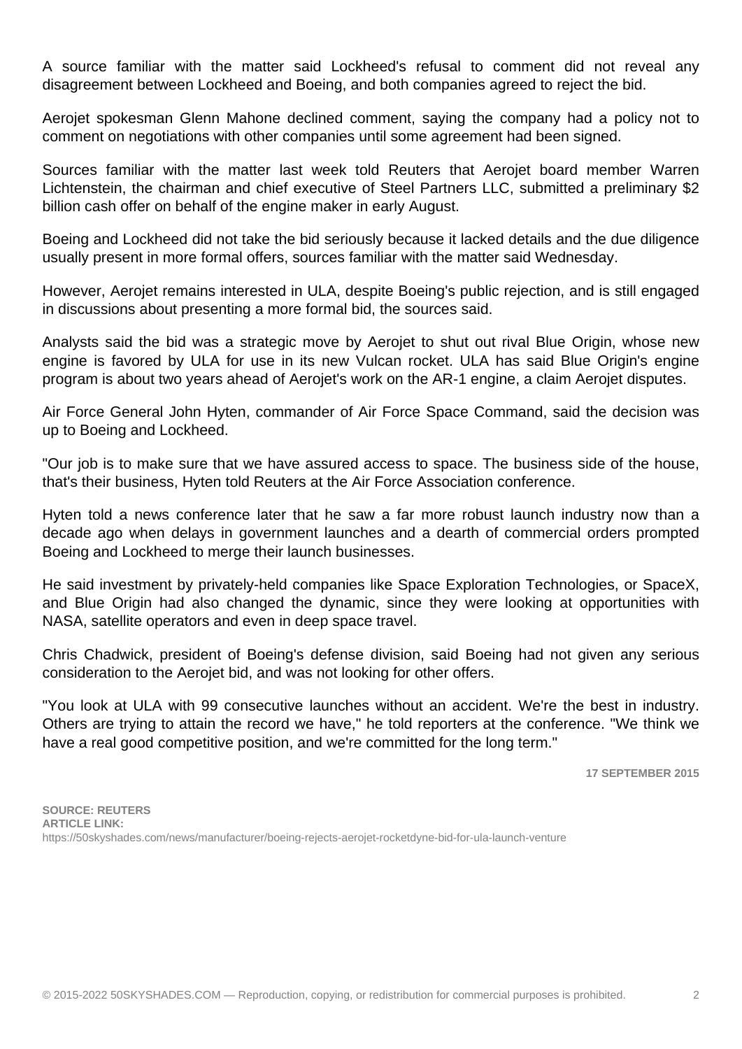A source familiar with the matter said Lockheed's refusal to comment did not reveal any disagreement between Lockheed and Boeing, and both companies agreed to reject the bid.

Aerojet spokesman Glenn Mahone declined comment, saying the company had a policy not to comment on negotiations with other companies until some agreement had been signed.

Sources familiar with the matter last week told Reuters that Aerojet board member Warren Lichtenstein, the chairman and chief executive of Steel Partners LLC, submitted a preliminary $2 billion cash offer on behalf of the engine maker in early August.

Boeing and Lockheed did not take the bid seriously because it lacked details and the due diligence usually present in more formal offers, sources familiar with the matter said Wednesday.

However, Aerojet remains interested in ULA, despite Boeing's public rejection, and is still engaged in discussions about presenting a more formal bid, the sources said.

Analysts said the bid was a strategic move by Aerojet to shut out rival Blue Origin, whose new engine is favored by ULA for use in its new Vulcan rocket. ULA has said Blue Origin's engine program is about two years ahead of Aerojet's work on the AR-1 engine, a claim Aerojet disputes.

Air Force General John Hyten, commander of Air Force Space Command, said the decision was up to Boeing and Lockheed.

"Our job is to make sure that we have assured access to space. The business side of the house, that's their business, Hyten told Reuters at the Air Force Association conference.

Hyten told a news conference later that he saw a far more robust launch industry now than a decade ago when delays in government launches and a dearth of commercial orders prompted Boeing and Lockheed to merge their launch businesses.

He said investment by privately-held companies like Space Exploration Technologies, or SpaceX, and Blue Origin had also changed the dynamic, since they were looking at opportunities with NASA, satellite operators and even in deep space travel.

Chris Chadwick, president of Boeing's defense division, said Boeing had not given any serious consideration to the Aerojet bid, and was not looking for other offers.

"You look at ULA with 99 consecutive launches without an accident. We're the best in industry. Others are trying to attain the record we have," he told reporters at the conference. "We think we have a real good competitive position, and we're committed for the long term."

**17 SEPTEMBER 2015**

**SOURCE: REUTERS**
**ARTICLE LINK:**
https://50skyshades.com/news/manufacturer/boeing-rejects-aerojet-rocketdyne-bid-for-ula-launch-venture